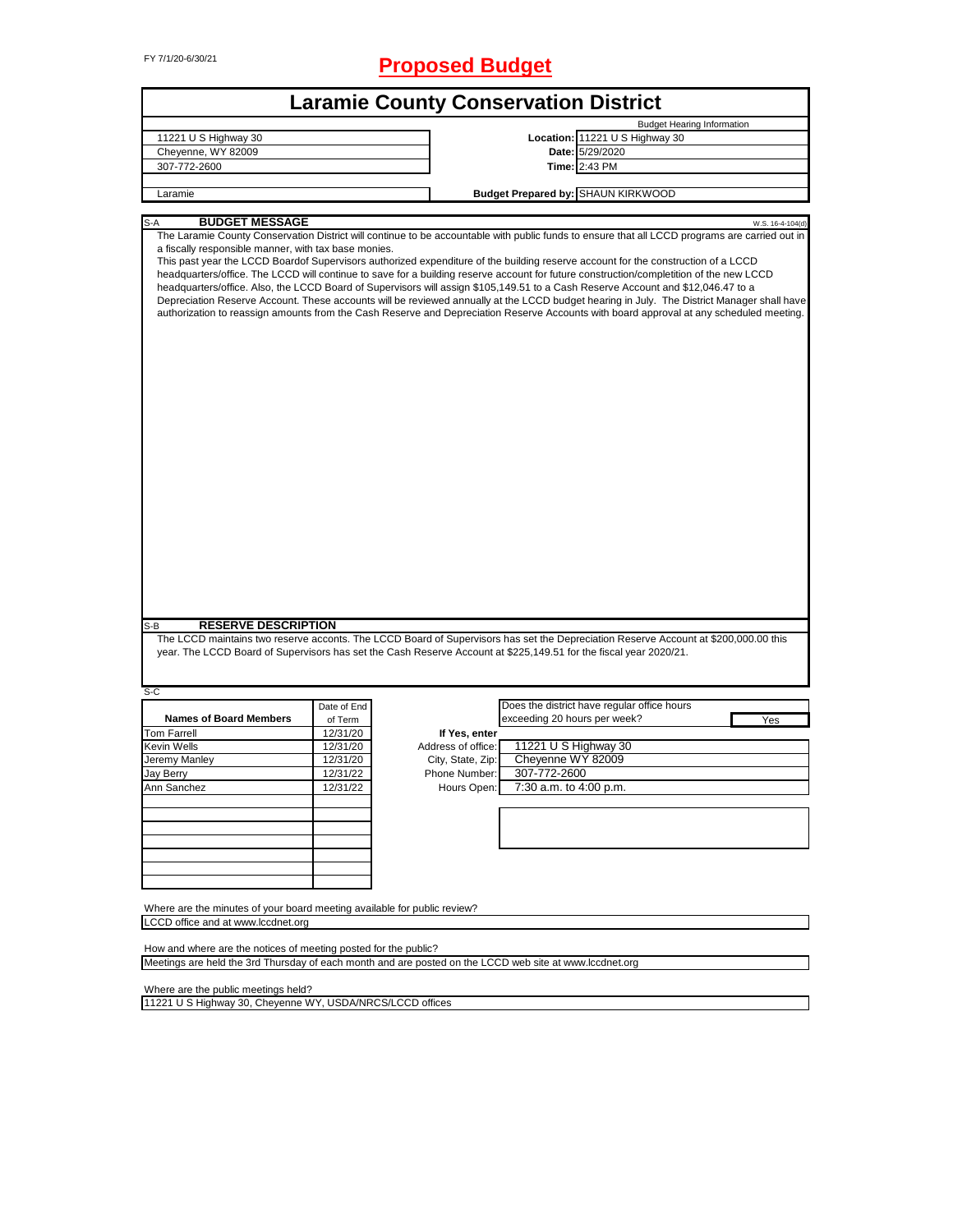FY 7/1/20-6/30/21

# Proposed Budget

## Laramie County Conservation District

| | | |
|---|---|---|
| 11221 U S Highway 30 | | Budget Hearing Information |
| Cheyenne, WY 82009 | Location: | 11221 U S Highway 30 |
| 307-772-2600 | Date: | 5/29/2020 |
| | Time: | 2:43 PM |
| Laramie | Budget Prepared by: | SHAUN KIRKWOOD |

### S-A BUDGET MESSAGE

W.S. 16-4-104(d)

The Laramie County Conservation District will continue to be accountable with public funds to ensure that all LCCD programs are carried out in a fiscally responsible manner, with tax base monies.

This past year the LCCD Boardof Supervisors authorized expenditure of the building reserve account for the construction of a LCCD headquarters/office. The LCCD will continue to save for a building reserve account for future construction/completion of the new LCCD headquarters/office. Also, the LCCD Board of Supervisors will assign $105,149.51 to a Cash Reserve Account and $12,046.47 to a Depreciation Reserve Account. These accounts will be reviewed annually at the LCCD budget hearing in July. The District Manager shall have authorization to reassign amounts from the Cash Reserve and Depreciation Reserve Accounts with board approval at any scheduled meeting.

### S-B RESERVE DESCRIPTION

The LCCD maintains two reserve acconts. The LCCD Board of Supervisors has set the Depreciation Reserve Account at $200,000.00 this year. The LCCD Board of Supervisors has set the Cash Reserve Account at $225,149.51 for the fiscal year 2020/21.

### S-C

| Names of Board Members | Date of End of Term |
|---|---|
| Tom Farrell | 12/31/20 |
| Kevin Wells | 12/31/20 |
| Jeremy Manley | 12/31/20 |
| Jay Berry | 12/31/22 |
| Ann Sanchez | 12/31/22 |

Does the district have regular office hours exceeding 20 hours per week? Yes

If Yes, enter

| | |
|---|---|
| Address of office: | 11221 U S Highway 30 |
| City, State, Zip: | Cheyenne WY 82009 |
| Phone Number: | 307-772-2600 |
| Hours Open: | 7:30 a.m. to 4:00 p.m. |

Where are the minutes of your board meeting available for public review?

LCCD office and at www.lccdnet.org

How and where are the notices of meeting posted for the public?

Meetings are held the 3rd Thursday of each month and are posted on the LCCD web site at www.lccdnet.org

Where are the public meetings held?

11221 U S Highway 30, Cheyenne WY, USDA/NRCS/LCCD offices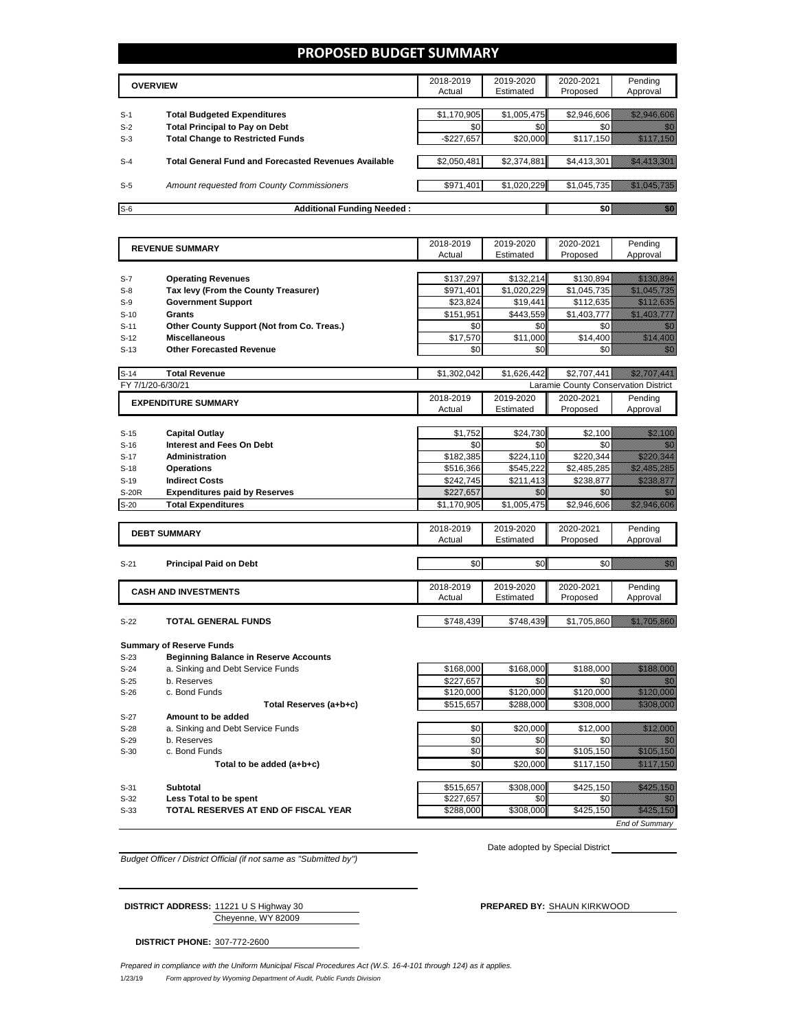# PROPOSED BUDGET SUMMARY

| | OVERVIEW | 2018-2019 Actual | 2019-2020 Estimated | 2020-2021 Proposed | Pending Approval |
|---|---|---|---|---|---|
| S-1 | **Total Budgeted Expenditures** | $1,170,905 | $1,005,475 | $2,946,606 | $2,946,606 |
| S-2 | **Total Principal to Pay on Debt** | $0 | $0 | $0 | $0 |
| S-3 | **Total Change to Restricted Funds** | -$227,657 | $20,000 | $117,150 | $117,150 |
| S-4 | **Total General Fund and Forecasted Revenues Available** | $2,050,481 | $2,374,881 | $4,413,301 | $4,413,301 |
| S-5 | *Amount requested from County Commissioners* | $971,401 | $1,020,229 | $1,045,735 | $1,045,735 |
| S-6 | **Additional Funding Needed :** | | | $0 | $0 |

| | REVENUE SUMMARY | 2018-2019 Actual | 2019-2020 Estimated | 2020-2021 Proposed | Pending Approval |
|---|---|---|---|---|---|
| S-7 | **Operating Revenues** | $137,297 | $132,214 | $130,894 | $130,894 |
| S-8 | **Tax levy (From the County Treasurer)** | $971,401 | $1,020,229 | $1,045,735 | $1,045,735 |
| S-9 | **Government Support** | $23,824 | $19,441 | $112,635 | $112,635 |
| S-10 | **Grants** | $151,951 | $443,559 | $1,403,777 | $1,403,777 |
| S-11 | **Other County Support (Not from Co. Treas.)** | $0 | $0 | $0 | $0 |
| S-12 | **Miscellaneous** | $17,570 | $11,000 | $14,400 | $14,400 |
| S-13 | **Other Forecasted Revenue** | $0 | $0 | $0 | $0 |
| S-14 | **Total Revenue** | $1,302,042 | $1,626,442 | $2,707,441 | $2,707,441 |

FY 7/1/20-6/30/21 — Laramie County Conservation District

| | EXPENDITURE SUMMARY | 2018-2019 Actual | 2019-2020 Estimated | 2020-2021 Proposed | Pending Approval |
|---|---|---|---|---|---|
| S-15 | **Capital Outlay** | $1,752 | $24,730 | $2,100 | $2,100 |
| S-16 | **Interest and Fees On Debt** | $0 | $0 | $0 | $0 |
| S-17 | **Administration** | $182,385 | $224,110 | $220,344 | $220,344 |
| S-18 | **Operations** | $516,366 | $545,222 | $2,485,285 | $2,485,285 |
| S-19 | **Indirect Costs** | $242,745 | $211,413 | $238,877 | $238,877 |
| S-20R | **Expenditures paid by Reserves** | $227,657 | $0 | $0 | $0 |
| S-20 | **Total Expenditures** | $1,170,905 | $1,005,475 | $2,946,606 | $2,946,606 |

| | DEBT SUMMARY | 2018-2019 Actual | 2019-2020 Estimated | 2020-2021 Proposed | Pending Approval |
|---|---|---|---|---|---|
| S-21 | **Principal Paid on Debt** | $0 | $0 | $0 | $0 |

| | CASH AND INVESTMENTS | 2018-2019 Actual | 2019-2020 Estimated | 2020-2021 Proposed | Pending Approval |
|---|---|---|---|---|---|
| S-22 | **TOTAL GENERAL FUNDS** | $748,439 | $748,439 | $1,705,860 | $1,705,860 |

**Summary of Reserve Funds**

| | | 2018-2019 Actual | 2019-2020 Estimated | 2020-2021 Proposed | Pending Approval |
|---|---|---|---|---|---|
| S-23 | **Beginning Balance in Reserve Accounts** | | | | |
| S-24 | a. Sinking and Debt Service Funds | $168,000 | $168,000 | $188,000 | $188,000 |
| S-25 | b. Reserves | $227,657 | $0 | $0 | $0 |
| S-26 | c. Bond Funds | $120,000 | $120,000 | $120,000 | $120,000 |
| | **Total Reserves (a+b+c)** | $515,657 | $288,000 | $308,000 | $308,000 |
| S-27 | **Amount to be added** | | | | |
| S-28 | a. Sinking and Debt Service Funds | $0 | $20,000 | $12,000 | $12,000 |
| S-29 | b. Reserves | $0 | $0 | $0 | $0 |
| S-30 | c. Bond Funds | $0 | $0 | $105,150 | $105,150 |
| | **Total to be added (a+b+c)** | $0 | $20,000 | $117,150 | $117,150 |
| S-31 | **Subtotal** | $515,657 | $308,000 | $425,150 | $425,150 |
| S-32 | **Less Total to be spent** | $227,657 | $0 | $0 | $0 |
| S-33 | **TOTAL RESERVES AT END OF FISCAL YEAR** | $288,000 | $308,000 | $425,150 | $425,150 |

*End of Summary*

*Budget Officer / District Official (if not same as "Submitted by")*

Date adopted by Special District

**DISTRICT ADDRESS:** 11221 U S Highway 30
Cheyenne, WY 82009

**PREPARED BY:** SHAUN KIRKWOOD

**DISTRICT PHONE:** 307-772-2600

*Prepared in compliance with the Uniform Municipal Fiscal Procedures Act (W.S. 16-4-101 through 124) as it applies.*

1/23/19 *Form approved by Wyoming Department of Audit, Public Funds Division*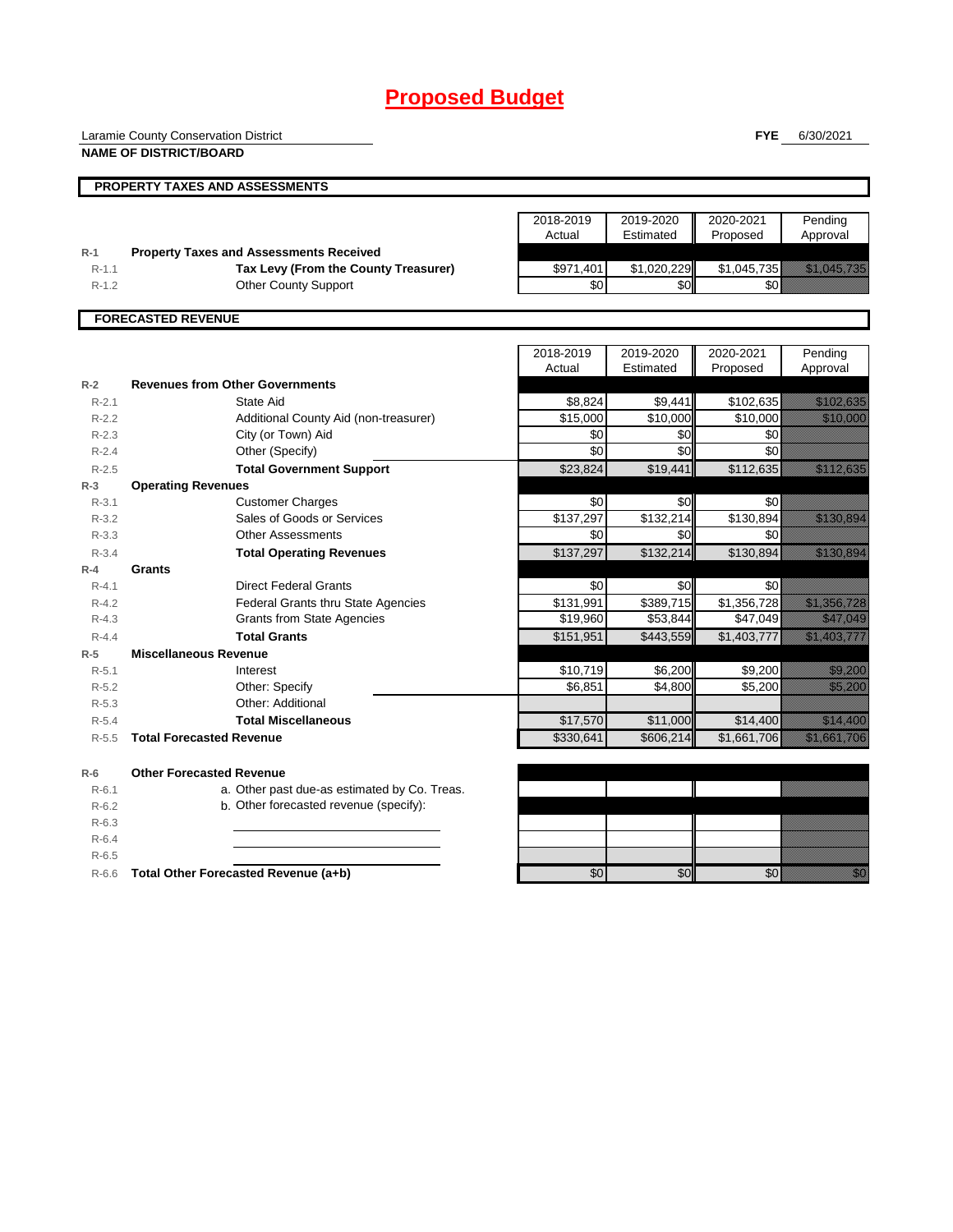# Proposed Budget

Laramie County Conservation District

**NAME OF DISTRICT/BOARD**

**FYE** 6/30/2021

## PROPERTY TAXES AND ASSESSMENTS

| | | 2018-2019 Actual | 2019-2020 Estimated | 2020-2021 Proposed | Pending Approval |
|---|---|---|---|---|---|
| R-1 | **Property Taxes and Assessments Received** | | | | |
| R-1.1 | **Tax Levy (From the County Treasurer)** | $971,401 | $1,020,229 | $1,045,735 | $1,045,735 |
| R-1.2 | Other County Support | $0 | $0 | $0 | |

## FORECASTED REVENUE

| | | 2018-2019 Actual | 2019-2020 Estimated | 2020-2021 Proposed | Pending Approval |
|---|---|---|---|---|---|
| R-2 | **Revenues from Other Governments** | | | | |
| R-2.1 | State Aid | $8,824 | $9,441 | $102,635 | $102,635 |
| R-2.2 | Additional County Aid (non-treasurer) | $15,000 | $10,000 | $10,000 | $10,000 |
| R-2.3 | City (or Town) Aid | $0 | $0 | $0 | |
| R-2.4 | Other (Specify) | $0 | $0 | $0 | |
| R-2.5 | **Total Government Support** | $23,824 | $19,441 | $112,635 | $112,635 |
| R-3 | **Operating Revenues** | | | | |
| R-3.1 | Customer Charges | $0 | $0 | $0 | |
| R-3.2 | Sales of Goods or Services | $137,297 | $132,214 | $130,894 | $130,894 |
| R-3.3 | Other Assessments | $0 | $0 | $0 | |
| R-3.4 | **Total Operating Revenues** | $137,297 | $132,214 | $130,894 | $130,894 |
| R-4 | **Grants** | | | | |
| R-4.1 | Direct Federal Grants | $0 | $0 | $0 | |
| R-4.2 | Federal Grants thru State Agencies | $131,991 | $389,715 | $1,356,728 | $1,356,728 |
| R-4.3 | Grants from State Agencies | $19,960 | $53,844 | $47,049 | $47,049 |
| R-4.4 | **Total Grants** | $151,951 | $443,559 | $1,403,777 | $1,403,777 |
| R-5 | **Miscellaneous Revenue** | | | | |
| R-5.1 | Interest | $10,719 | $6,200 | $9,200 | $9,200 |
| R-5.2 | Other: Specify | $6,851 | $4,800 | $5,200 | $5,200 |
| R-5.3 | Other: Additional | | | | |
| R-5.4 | **Total Miscellaneous** | $17,570 | $11,000 | $14,400 | $14,400 |
| R-5.5 | **Total Forecasted Revenue** | $330,641 | $606,214 | $1,661,706 | $1,661,706 |
| R-6 | **Other Forecasted Revenue** | | | | |
| R-6.1 | a. Other past due-as estimated by Co. Treas. | | | | |
| R-6.2 | b. Other forecasted revenue (specify): | | | | |
| R-6.3 | | | | | |
| R-6.4 | | | | | |
| R-6.5 | | | | | |
| R-6.6 | **Total Other Forecasted Revenue (a+b)** | $0 | $0 | $0 | $0 |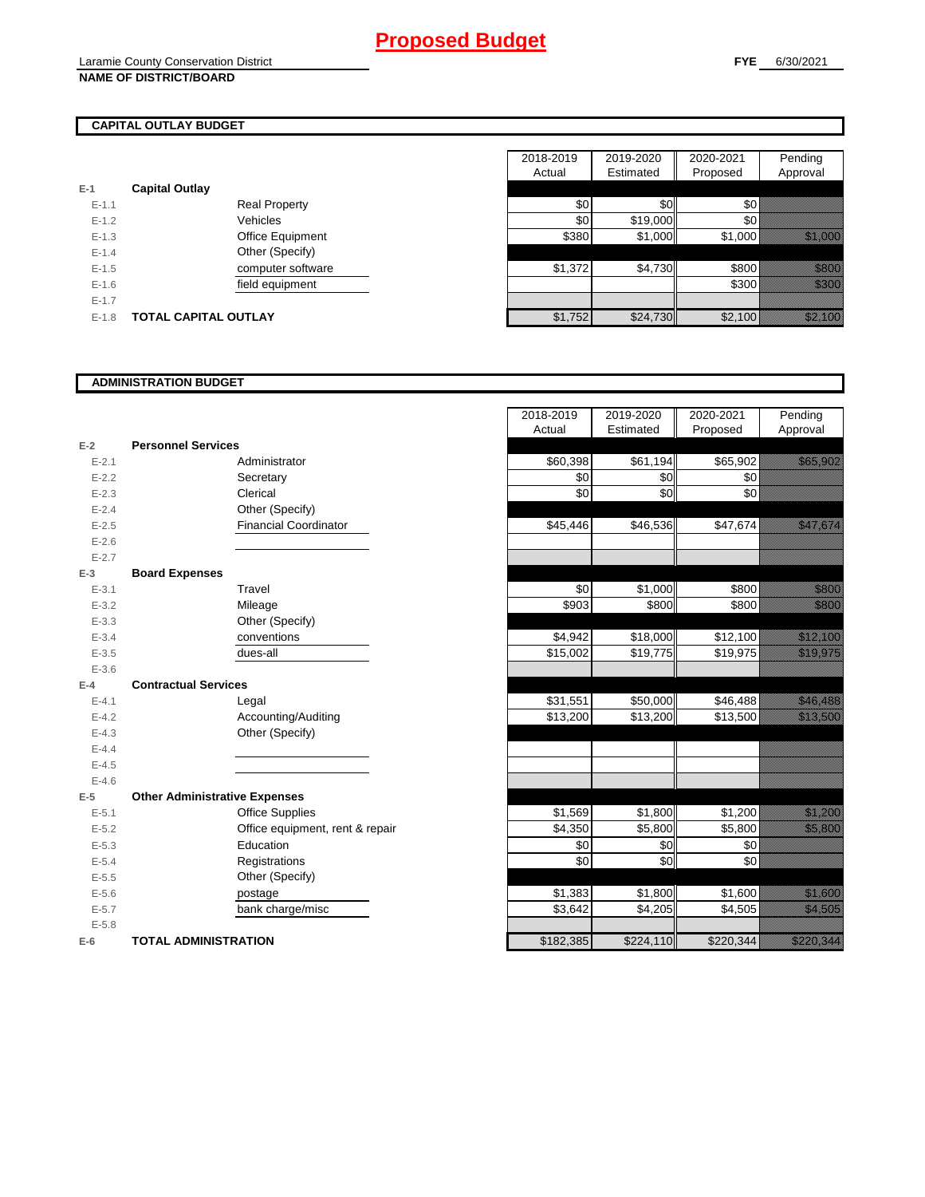# Proposed Budget

Laramie County Conservation District
**NAME OF DISTRICT/BOARD**

**FYE** 6/30/2021

## CAPITAL OUTLAY BUDGET

| | | | 2018-2019 Actual | 2019-2020 Estimated | 2020-2021 Proposed | Pending Approval |
|---|---|---|---|---|---|---|
| E-1 | **Capital Outlay** | | | | | |
| E-1.1 | | Real Property | $0 | $0 | $0 | |
| E-1.2 | | Vehicles | $0 | $19,000 | $0 | |
| E-1.3 | | Office Equipment | $380 | $1,000 | $1,000 | $1,000 |
| E-1.4 | | Other (Specify) | | | | |
| E-1.5 | | computer software | $1,372 | $4,730 | $800 | $800 |
| E-1.6 | | field equipment | | | $300 | $300 |
| E-1.7 | | | | | | |
| E-1.8 | **TOTAL CAPITAL OUTLAY** | | $1,752 | $24,730 | $2,100 | $2,100 |

## ADMINISTRATION BUDGET

| | | | 2018-2019 Actual | 2019-2020 Estimated | 2020-2021 Proposed | Pending Approval |
|---|---|---|---|---|---|---|
| E-2 | **Personnel Services** | | | | | |
| E-2.1 | | Administrator | $60,398 | $61,194 | $65,902 | $65,902 |
| E-2.2 | | Secretary | $0 | $0 | $0 | |
| E-2.3 | | Clerical | $0 | $0 | $0 | |
| E-2.4 | | Other (Specify) | | | | |
| E-2.5 | | Financial Coordinator | $45,446 | $46,536 | $47,674 | $47,674 |
| E-2.6 | | | | | | |
| E-2.7 | | | | | | |
| E-3 | **Board Expenses** | | | | | |
| E-3.1 | | Travel | $0 | $1,000 | $800 | $800 |
| E-3.2 | | Mileage | $903 | $800 | $800 | $800 |
| E-3.3 | | Other (Specify) | | | | |
| E-3.4 | | conventions | $4,942 | $18,000 | $12,100 | $12,100 |
| E-3.5 | | dues-all | $15,002 | $19,775 | $19,975 | $19,975 |
| E-3.6 | | | | | | |
| E-4 | **Contractual Services** | | | | | |
| E-4.1 | | Legal | $31,551 | $50,000 | $46,488 | $46,488 |
| E-4.2 | | Accounting/Auditing | $13,200 | $13,200 | $13,500 | $13,500 |
| E-4.3 | | Other (Specify) | | | | |
| E-4.4 | | | | | | |
| E-4.5 | | | | | | |
| E-4.6 | | | | | | |
| E-5 | **Other Administrative Expenses** | | | | | |
| E-5.1 | | Office Supplies | $1,569 | $1,800 | $1,200 | $1,200 |
| E-5.2 | | Office equipment, rent & repair | $4,350 | $5,800 | $5,800 | $5,800 |
| E-5.3 | | Education | $0 | $0 | $0 | |
| E-5.4 | | Registrations | $0 | $0 | $0 | |
| E-5.5 | | Other (Specify) | | | | |
| E-5.6 | | postage | $1,383 | $1,800 | $1,600 | $1,600 |
| E-5.7 | | bank charge/misc | $3,642 | $4,205 | $4,505 | $4,505 |
| E-5.8 | | | | | | |
| E-6 | **TOTAL ADMINISTRATION** | | $182,385 | $224,110 | $220,344 | $220,344 |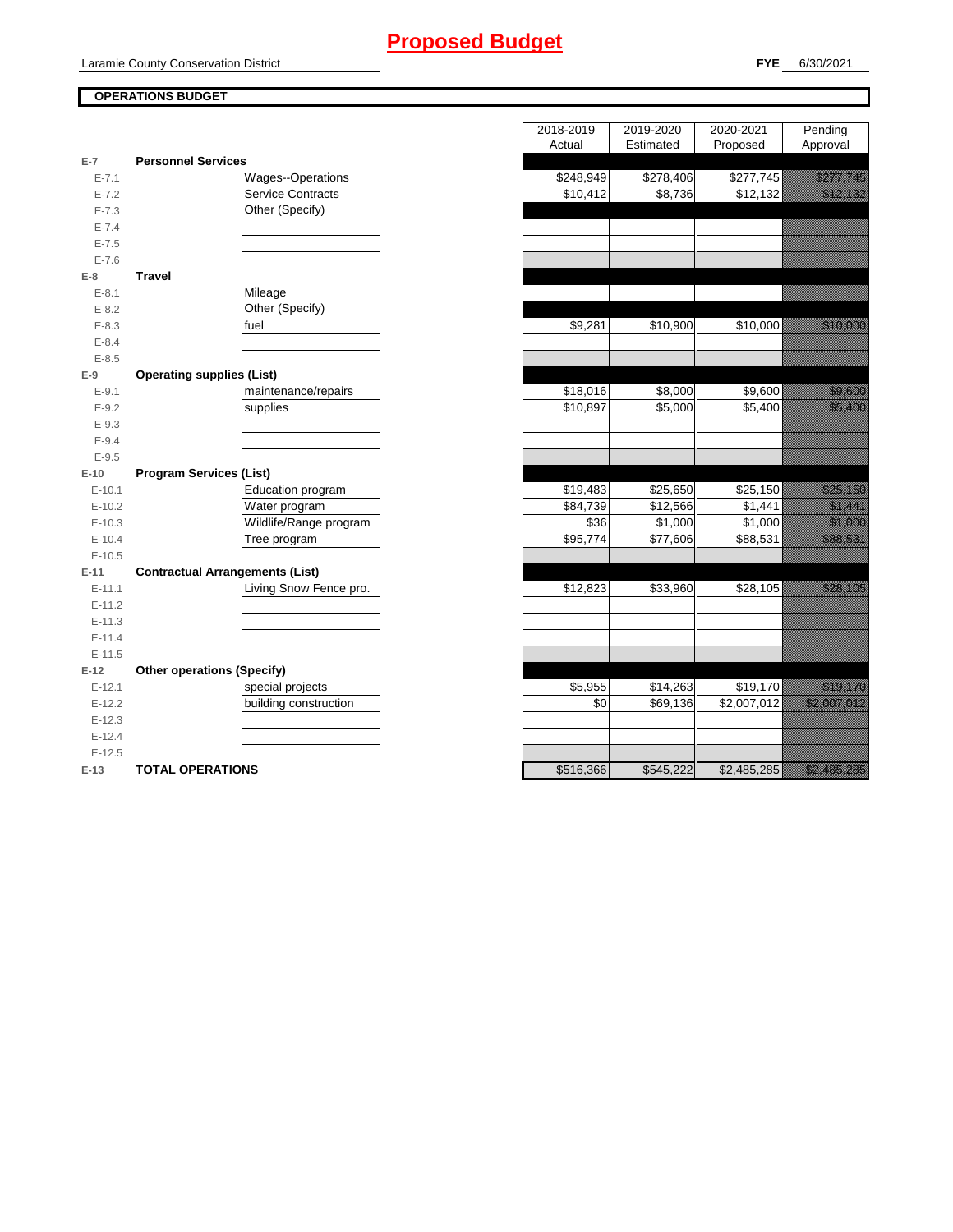# Proposed Budget

Laramie County Conservation District

**FYE** 6/30/2021

**OPERATIONS BUDGET**

| | | | 2018-2019 Actual | 2019-2020 Estimated | 2020-2021 Proposed | Pending Approval |
|---|---|---|---|---|---|---|
| E-7 | **Personnel Services** | | | | | |
| E-7.1 | | Wages--Operations | $248,949 | $278,406 | $277,745 | $277,745 |
| E-7.2 | | Service Contracts | $10,412 | $8,736 | $12,132 | $12,132 |
| E-7.3 | | Other (Specify) | | | | |
| E-7.4 | | | | | | |
| E-7.5 | | | | | | |
| E-7.6 | | | | | | |
| E-8 | **Travel** | | | | | |
| E-8.1 | | Mileage | | | | |
| E-8.2 | | Other (Specify) | | | | |
| E-8.3 | | fuel | $9,281 | $10,900 | $10,000 | $10,000 |
| E-8.4 | | | | | | |
| E-8.5 | | | | | | |
| E-9 | **Operating supplies (List)** | | | | | |
| E-9.1 | | maintenance/repairs | $18,016 | $8,000 | $9,600 | $9,600 |
| E-9.2 | | supplies | $10,897 | $5,000 | $5,400 | $5,400 |
| E-9.3 | | | | | | |
| E-9.4 | | | | | | |
| E-9.5 | | | | | | |
| E-10 | **Program Services (List)** | | | | | |
| E-10.1 | | Education program | $19,483 | $25,650 | $25,150 | $25,150 |
| E-10.2 | | Water program | $84,739 | $12,566 | $1,441 | $1,441 |
| E-10.3 | | Wildlife/Range program | $36 | $1,000 | $1,000 | $1,000 |
| E-10.4 | | Tree program | $95,774 | $77,606 | $88,531 | $88,531 |
| E-10.5 | | | | | | |
| E-11 | **Contractual Arrangements (List)** | | | | | |
| E-11.1 | | Living Snow Fence pro. | $12,823 | $33,960 | $28,105 | $28,105 |
| E-11.2 | | | | | | |
| E-11.3 | | | | | | |
| E-11.4 | | | | | | |
| E-11.5 | | | | | | |
| E-12 | **Other operations (Specify)** | | | | | |
| E-12.1 | | special projects | $5,955 | $14,263 | $19,170 | $19,170 |
| E-12.2 | | building construction | $0 | $69,136 | $2,007,012 | $2,007,012 |
| E-12.3 | | | | | | |
| E-12.4 | | | | | | |
| E-12.5 | | | | | | |
| E-13 | **TOTAL OPERATIONS** | | $516,366 | $545,222 | $2,485,285 | $2,485,285 |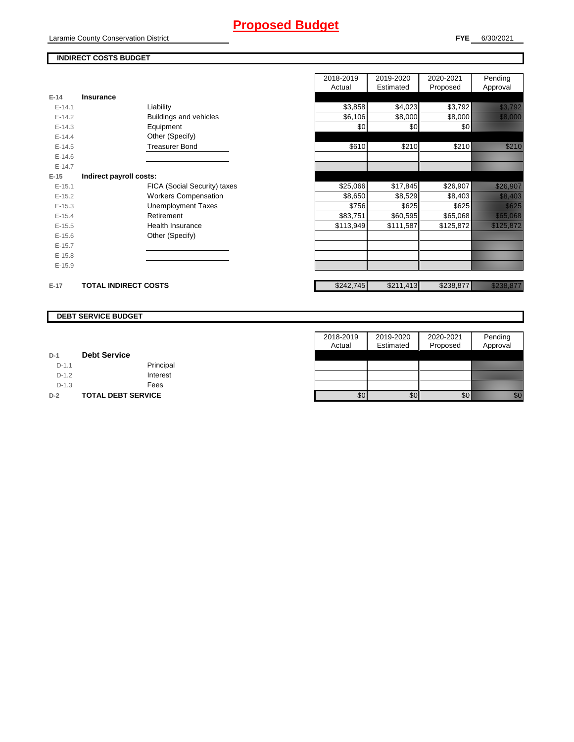# Proposed Budget

Laramie County Conservation District

**FYE** 6/30/2021

## INDIRECT COSTS BUDGET

| | | | 2018-2019 Actual | 2019-2020 Estimated | 2020-2021 Proposed | Pending Approval |
|---|---|---|---|---|---|---|
| **E-14** | **Insurance** | | | | | |
| E-14.1 | | Liability | $3,858 | $4,023 | $3,792 | $3,792 |
| E-14.2 | | Buildings and vehicles | $6,106 | $8,000 | $8,000 | $8,000 |
| E-14.3 | | Equipment | $0 | $0 | $0 | |
| E-14.4 | | Other (Specify) | | | | |
| E-14.5 | | Treasurer Bond | $610 | $210 | $210 | $210 |
| E-14.6 | | | | | | |
| E-14.7 | | | | | | |
| **E-15** | **Indirect payroll costs:** | | | | | |
| E-15.1 | | FICA (Social Security) taxes | $25,066 | $17,845 | $26,907 | $26,907 |
| E-15.2 | | Workers Compensation | $8,650 | $8,529 | $8,403 | $8,403 |
| E-15.3 | | Unemployment Taxes | $756 | $625 | $625 | $625 |
| E-15.4 | | Retirement | $83,751 | $60,595 | $65,068 | $65,068 |
| E-15.5 | | Health Insurance | $113,949 | $111,587 | $125,872 | $125,872 |
| E-15.6 | | Other (Specify) | | | | |
| E-15.7 | | | | | | |
| E-15.8 | | | | | | |
| E-15.9 | | | | | | |
| **E-17** | **TOTAL INDIRECT COSTS** | | $242,745 | $211,413 | $238,877 | $238,877 |

## DEBT SERVICE BUDGET

| | | | 2018-2019 Actual | 2019-2020 Estimated | 2020-2021 Proposed | Pending Approval |
|---|---|---|---|---|---|---|
| **D-1** | **Debt Service** | | | | | |
| D-1.1 | | Principal | | | | |
| D-1.2 | | Interest | | | | |
| D-1.3 | | Fees | | | | |
| **D-2** | **TOTAL DEBT SERVICE** | | $0 | $0 | $0 | $0 |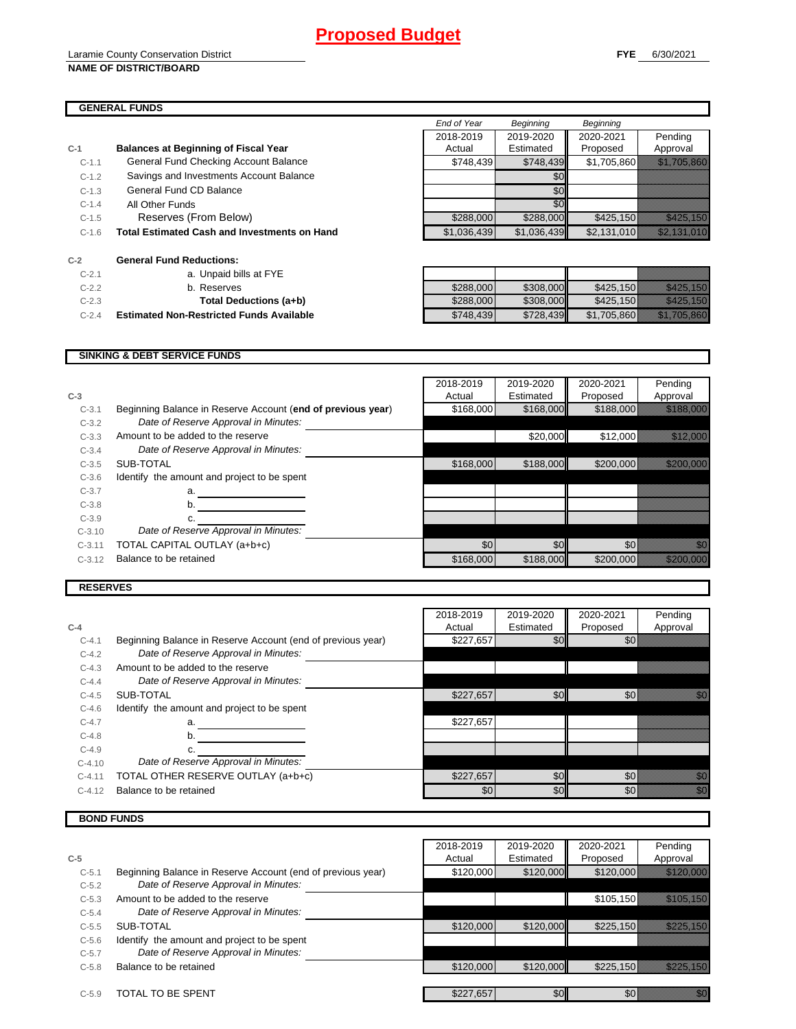# Proposed Budget

Laramie County Conservation District
**NAME OF DISTRICT/BOARD**

**FYE** 6/30/2021

## GENERAL FUNDS

| | | End of Year 2018-2019 Actual | Beginning 2019-2020 Estimated | Beginning 2020-2021 Proposed | Pending Approval |
|---|---|---|---|---|---|
| C-1 | **Balances at Beginning of Fiscal Year** | | | | |
| C-1.1 | General Fund Checking Account Balance | $748,439 | $748,439 | $1,705,860 | $1,705,860 |
| C-1.2 | Savings and Investments Account Balance | | $0 | | |
| C-1.3 | General Fund CD Balance | | $0 | | |
| C-1.4 | All Other Funds | | $0 | | |
| C-1.5 | Reserves (From Below) | $288,000 | $288,000 | $425,150 | $425,150 |
| C-1.6 | **Total Estimated Cash and Investments on Hand** | $1,036,439 | $1,036,439 | $2,131,010 | $2,131,010 |
| C-2 | **General Fund Reductions:** | | | | |
| C-2.1 | a. Unpaid bills at FYE | | | | |
| C-2.2 | b. Reserves | $288,000 | $308,000 | $425,150 | $425,150 |
| C-2.3 | **Total Deductions (a+b)** | $288,000 | $308,000 | $425,150 | $425,150 |
| C-2.4 | **Estimated Non-Restricted Funds Available** | $748,439 | $728,439 | $1,705,860 | $1,705,860 |

## SINKING & DEBT SERVICE FUNDS

| C-3 | | 2018-2019 Actual | 2019-2020 Estimated | 2020-2021 Proposed | Pending Approval |
|---|---|---|---|---|---|
| C-3.1 | Beginning Balance in Reserve Account (**end of previous year**) | $168,000 | $168,000 | $188,000 | $188,000 |
| C-3.2 | *Date of Reserve Approval in Minutes:* | | | | |
| C-3.3 | Amount to be added to the reserve | | $20,000 | $12,000 | $12,000 |
| C-3.4 | *Date of Reserve Approval in Minutes:* | | | | |
| C-3.5 | SUB-TOTAL | $168,000 | $188,000 | $200,000 | $200,000 |
| C-3.6 | Identify the amount and project to be spent | | | | |
| C-3.7 | a. | | | | |
| C-3.8 | b. | | | | |
| C-3.9 | c. | | | | |
| C-3.10 | *Date of Reserve Approval in Minutes:* | | | | |
| C-3.11 | TOTAL CAPITAL OUTLAY (a+b+c) | $0 | $0 | $0 | $0 |
| C-3.12 | Balance to be retained | $168,000 | $188,000 | $200,000 | $200,000 |

## RESERVES

| C-4 | | 2018-2019 Actual | 2019-2020 Estimated | 2020-2021 Proposed | Pending Approval |
|---|---|---|---|---|---|
| C-4.1 | Beginning Balance in Reserve Account (end of previous year) | $227,657 | $0 | $0 | |
| C-4.2 | *Date of Reserve Approval in Minutes:* | | | | |
| C-4.3 | Amount to be added to the reserve | | | | |
| C-4.4 | *Date of Reserve Approval in Minutes:* | | | | |
| C-4.5 | SUB-TOTAL | $227,657 | $0 | $0 | $0 |
| C-4.6 | Identify the amount and project to be spent | | | | |
| C-4.7 | a. | $227,657 | | | |
| C-4.8 | b. | | | | |
| C-4.9 | c. | | | | |
| C-4.10 | *Date of Reserve Approval in Minutes:* | | | | |
| C-4.11 | TOTAL OTHER RESERVE OUTLAY (a+b+c) | $227,657 | $0 | $0 | $0 |
| C-4.12 | Balance to be retained | $0 | $0 | $0 | $0 |

## BOND FUNDS

| C-5 | | 2018-2019 Actual | 2019-2020 Estimated | 2020-2021 Proposed | Pending Approval |
|---|---|---|---|---|---|
| C-5.1 | Beginning Balance in Reserve Account (end of previous year) | $120,000 | $120,000 | $120,000 | $120,000 |
| C-5.2 | *Date of Reserve Approval in Minutes:* | | | | |
| C-5.3 | Amount to be added to the reserve | | | $105,150 | $105,150 |
| C-5.4 | *Date of Reserve Approval in Minutes:* | | | | |
| C-5.5 | SUB-TOTAL | $120,000 | $120,000 | $225,150 | $225,150 |
| C-5.6 | Identify the amount and project to be spent | | | | |
| C-5.7 | *Date of Reserve Approval in Minutes:* | | | | |
| C-5.8 | Balance to be retained | $120,000 | $120,000 | $225,150 | $225,150 |
| C-5.9 | TOTAL TO BE SPENT | $227,657 | $0 | $0 | $0 |